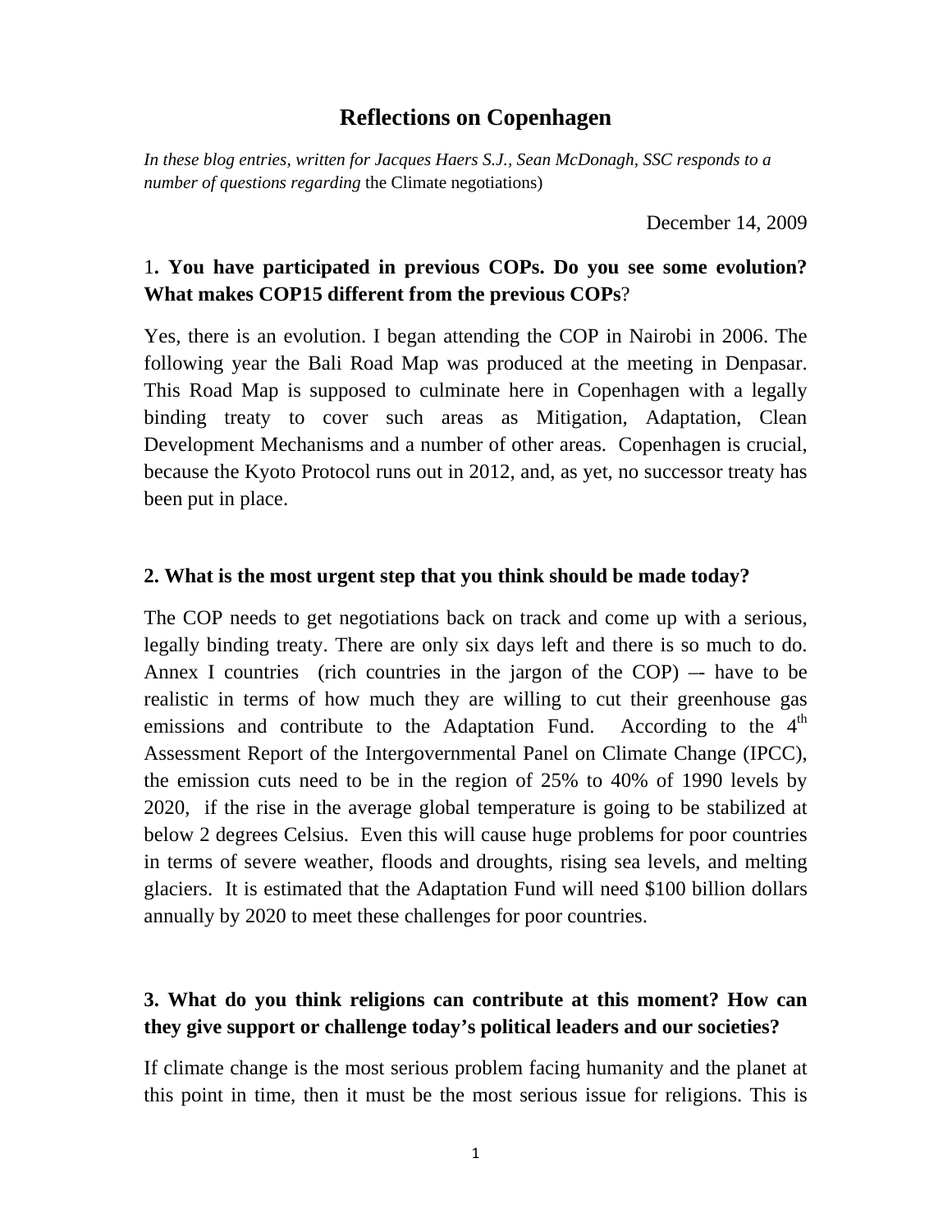# Reflections on Copenhagen

*In these blog entries, written for Jacques Haers S.J., Sean McDonagh, SSC responds to a number of questions regarding* the Climate negotiations)

December 14, 2009

### 1. You have participated in previous COPs. Do you see some evolution? What makes COP15 different from the previous COPs?

Yes, there is an evolution. I began attending the COP in Nairobi in 2006. The following year the Bali Road Map was produced at the meeting in Denpasar. This Road Map is supposed to culminate here in Copenhagen with a legally binding treaty to cover such areas as Mitigation, Adaptation, Clean Development Mechanisms and a number of other areas. Copenhagen is crucial, because the Kyoto Protocol runs out in 2012, and, as yet, no successor treaty has been put in place.

### 2. What is the most urgent step that you think should be made today?

The COP needs to get negotiations back on track and come up with a serious, legally binding treaty. There are only six days left and there is so much to do. Annex I countries (rich countries in the jargon of the COP) –- have to be realistic in terms of how much they are willing to cut their greenhouse gas emissions and contribute to the Adaptation Fund. According to the 4th Assessment Report of the Intergovernmental Panel on Climate Change (IPCC), the emission cuts need to be in the region of 25% to 40% of 1990 levels by 2020, if the rise in the average global temperature is going to be stabilized at below 2 degrees Celsius. Even this will cause huge problems for poor countries in terms of severe weather, floods and droughts, rising sea levels, and melting glaciers. It is estimated that the Adaptation Fund will need $100 billion dollars annually by 2020 to meet these challenges for poor countries.

### 3. What do you think religions can contribute at this moment? How can they give support or challenge today's political leaders and our societies?

If climate change is the most serious problem facing humanity and the planet at this point in time, then it must be the most serious issue for religions. This is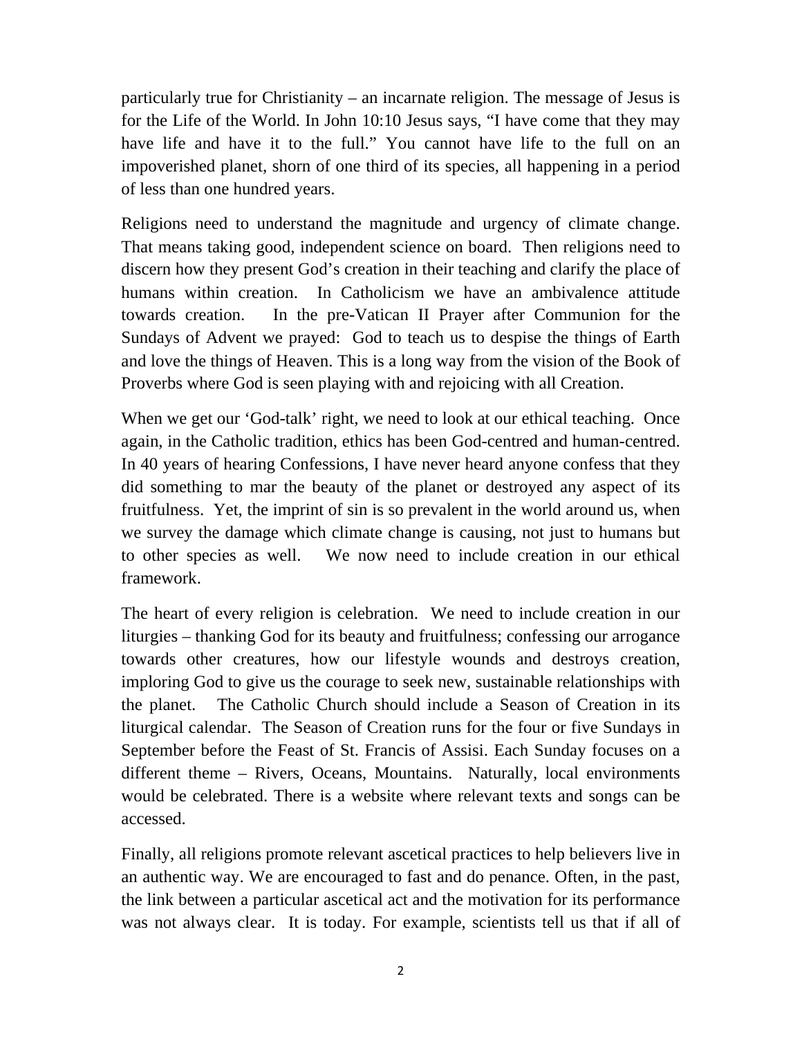particularly true for Christianity – an incarnate religion. The message of Jesus is for the Life of the World. In John 10:10 Jesus says, "I have come that they may have life and have it to the full." You cannot have life to the full on an impoverished planet, shorn of one third of its species, all happening in a period of less than one hundred years.

Religions need to understand the magnitude and urgency of climate change. That means taking good, independent science on board. Then religions need to discern how they present God's creation in their teaching and clarify the place of humans within creation. In Catholicism we have an ambivalence attitude towards creation. In the pre-Vatican II Prayer after Communion for the Sundays of Advent we prayed: God to teach us to despise the things of Earth and love the things of Heaven. This is a long way from the vision of the Book of Proverbs where God is seen playing with and rejoicing with all Creation.

When we get our 'God-talk' right, we need to look at our ethical teaching. Once again, in the Catholic tradition, ethics has been God-centred and human-centred. In 40 years of hearing Confessions, I have never heard anyone confess that they did something to mar the beauty of the planet or destroyed any aspect of its fruitfulness. Yet, the imprint of sin is so prevalent in the world around us, when we survey the damage which climate change is causing, not just to humans but to other species as well. We now need to include creation in our ethical framework.

The heart of every religion is celebration. We need to include creation in our liturgies – thanking God for its beauty and fruitfulness; confessing our arrogance towards other creatures, how our lifestyle wounds and destroys creation, imploring God to give us the courage to seek new, sustainable relationships with the planet. The Catholic Church should include a Season of Creation in its liturgical calendar. The Season of Creation runs for the four or five Sundays in September before the Feast of St. Francis of Assisi. Each Sunday focuses on a different theme – Rivers, Oceans, Mountains. Naturally, local environments would be celebrated. There is a website where relevant texts and songs can be accessed.

Finally, all religions promote relevant ascetical practices to help believers live in an authentic way. We are encouraged to fast and do penance. Often, in the past, the link between a particular ascetical act and the motivation for its performance was not always clear. It is today. For example, scientists tell us that if all of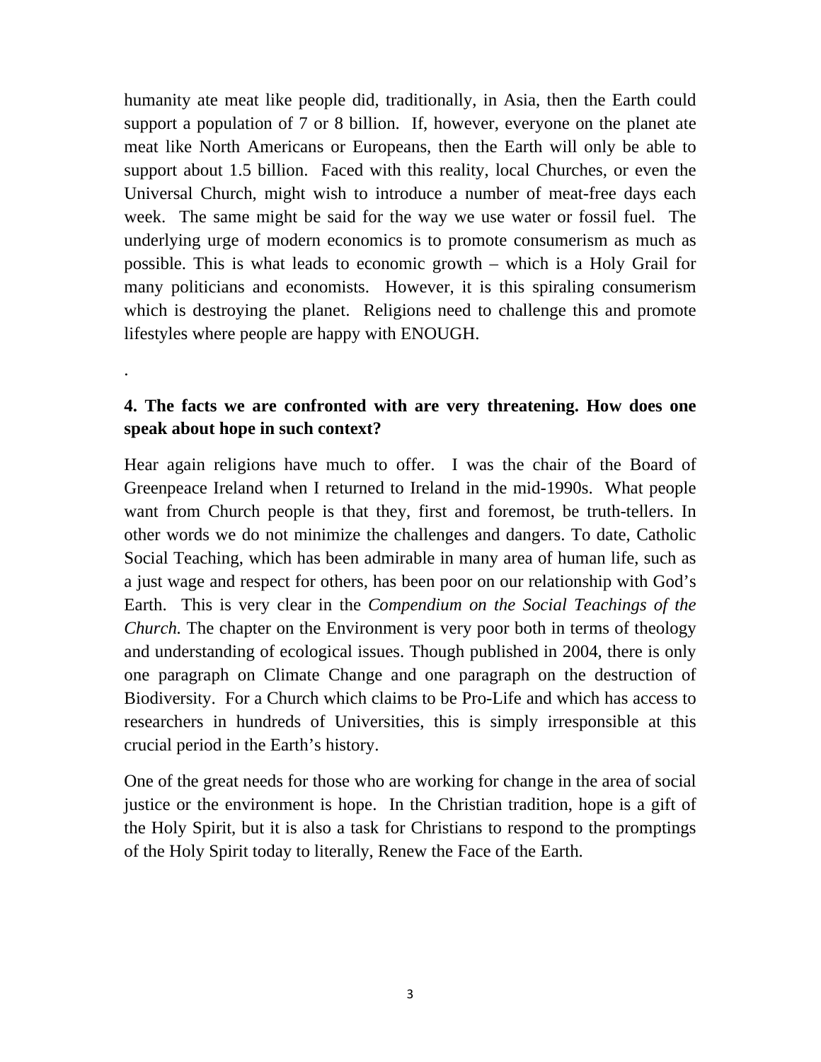humanity ate meat like people did, traditionally, in Asia, then the Earth could support a population of 7 or 8 billion. If, however, everyone on the planet ate meat like North Americans or Europeans, then the Earth will only be able to support about 1.5 billion. Faced with this reality, local Churches, or even the Universal Church, might wish to introduce a number of meat-free days each week. The same might be said for the way we use water or fossil fuel. The underlying urge of modern economics is to promote consumerism as much as possible. This is what leads to economic growth – which is a Holy Grail for many politicians and economists. However, it is this spiraling consumerism which is destroying the planet. Religions need to challenge this and promote lifestyles where people are happy with ENOUGH.

.

**4. The facts we are confronted with are very threatening. How does one speak about hope in such context?**

Hear again religions have much to offer. I was the chair of the Board of Greenpeace Ireland when I returned to Ireland in the mid-1990s. What people want from Church people is that they, first and foremost, be truth-tellers. In other words we do not minimize the challenges and dangers. To date, Catholic Social Teaching, which has been admirable in many area of human life, such as a just wage and respect for others, has been poor on our relationship with God's Earth. This is very clear in the *Compendium on the Social Teachings of the Church.* The chapter on the Environment is very poor both in terms of theology and understanding of ecological issues. Though published in 2004, there is only one paragraph on Climate Change and one paragraph on the destruction of Biodiversity. For a Church which claims to be Pro-Life and which has access to researchers in hundreds of Universities, this is simply irresponsible at this crucial period in the Earth's history.

One of the great needs for those who are working for change in the area of social justice or the environment is hope. In the Christian tradition, hope is a gift of the Holy Spirit, but it is also a task for Christians to respond to the promptings of the Holy Spirit today to literally, Renew the Face of the Earth.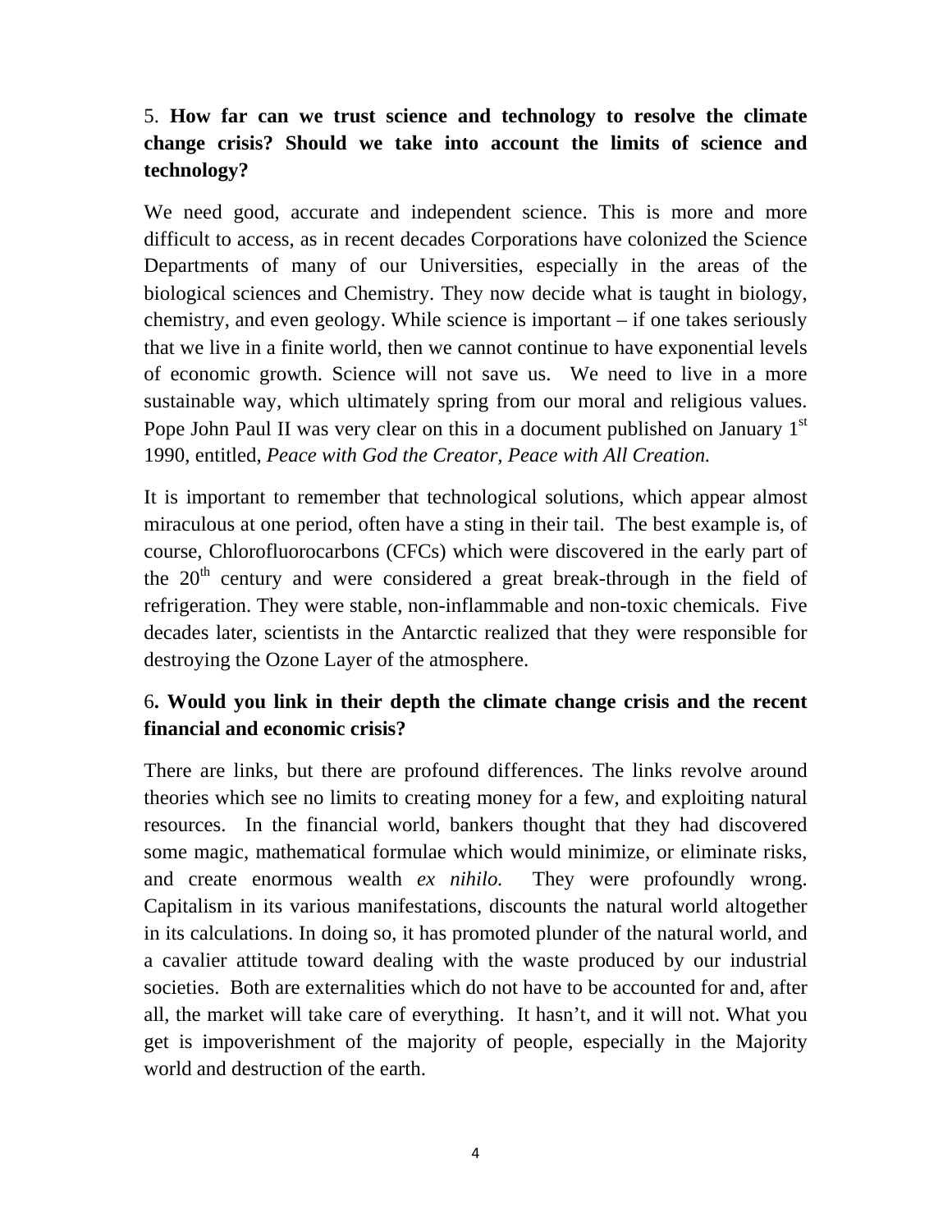5. **How far can we trust science and technology to resolve the climate change crisis? Should we take into account the limits of science and technology?**

We need good, accurate and independent science. This is more and more difficult to access, as in recent decades Corporations have colonized the Science Departments of many of our Universities, especially in the areas of the biological sciences and Chemistry. They now decide what is taught in biology, chemistry, and even geology. While science is important – if one takes seriously that we live in a finite world, then we cannot continue to have exponential levels of economic growth. Science will not save us. We need to live in a more sustainable way, which ultimately spring from our moral and religious values. Pope John Paul II was very clear on this in a document published on January 1st 1990, entitled, *Peace with God the Creator, Peace with All Creation.*

It is important to remember that technological solutions, which appear almost miraculous at one period, often have a sting in their tail. The best example is, of course, Chlorofluorocarbons (CFCs) which were discovered in the early part of the 20th century and were considered a great break-through in the field of refrigeration. They were stable, non-inflammable and non-toxic chemicals. Five decades later, scientists in the Antarctic realized that they were responsible for destroying the Ozone Layer of the atmosphere.

6**. Would you link in their depth the climate change crisis and the recent financial and economic crisis?**

There are links, but there are profound differences. The links revolve around theories which see no limits to creating money for a few, and exploiting natural resources. In the financial world, bankers thought that they had discovered some magic, mathematical formulae which would minimize, or eliminate risks, and create enormous wealth *ex nihilo.* They were profoundly wrong. Capitalism in its various manifestations, discounts the natural world altogether in its calculations. In doing so, it has promoted plunder of the natural world, and a cavalier attitude toward dealing with the waste produced by our industrial societies. Both are externalities which do not have to be accounted for and, after all, the market will take care of everything. It hasn't, and it will not. What you get is impoverishment of the majority of people, especially in the Majority world and destruction of the earth.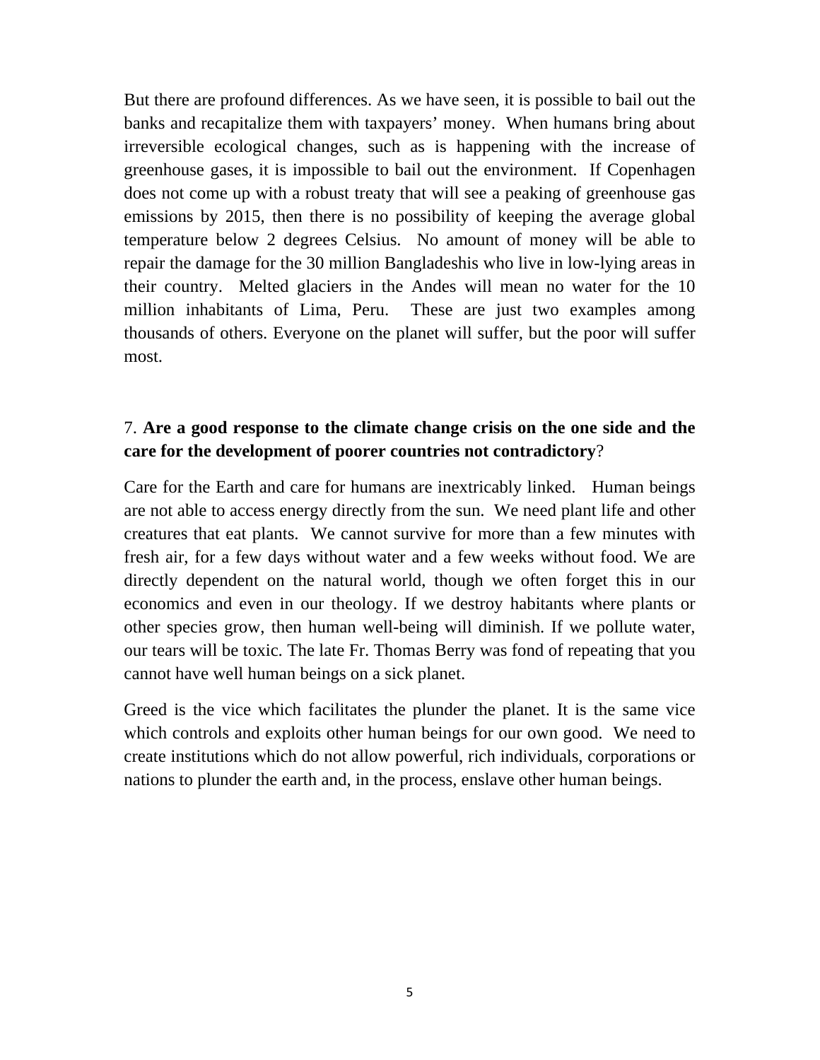But there are profound differences. As we have seen, it is possible to bail out the banks and recapitalize them with taxpayers' money. When humans bring about irreversible ecological changes, such as is happening with the increase of greenhouse gases, it is impossible to bail out the environment. If Copenhagen does not come up with a robust treaty that will see a peaking of greenhouse gas emissions by 2015, then there is no possibility of keeping the average global temperature below 2 degrees Celsius. No amount of money will be able to repair the damage for the 30 million Bangladeshis who live in low-lying areas in their country. Melted glaciers in the Andes will mean no water for the 10 million inhabitants of Lima, Peru. These are just two examples among thousands of others. Everyone on the planet will suffer, but the poor will suffer most.

7. **Are a good response to the climate change crisis on the one side and the care for the development of poorer countries not contradictory**?

Care for the Earth and care for humans are inextricably linked. Human beings are not able to access energy directly from the sun. We need plant life and other creatures that eat plants. We cannot survive for more than a few minutes with fresh air, for a few days without water and a few weeks without food. We are directly dependent on the natural world, though we often forget this in our economics and even in our theology. If we destroy habitants where plants or other species grow, then human well-being will diminish. If we pollute water, our tears will be toxic. The late Fr. Thomas Berry was fond of repeating that you cannot have well human beings on a sick planet.

Greed is the vice which facilitates the plunder the planet. It is the same vice which controls and exploits other human beings for our own good. We need to create institutions which do not allow powerful, rich individuals, corporations or nations to plunder the earth and, in the process, enslave other human beings.